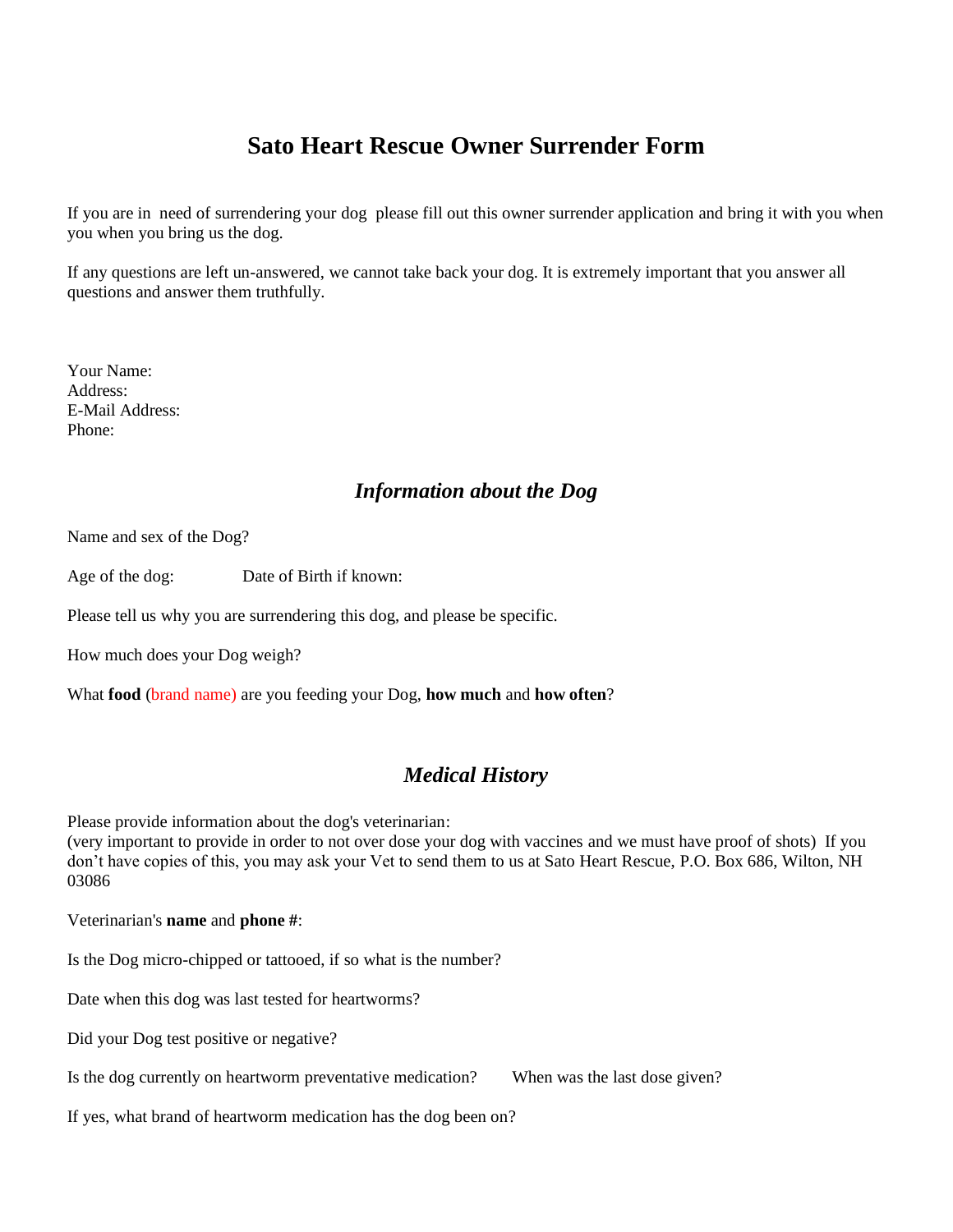# Sato Heart Rescue Owner Surrender Form

If you are in need of surrendering your dog please fill out this owner surrender application and bring it with you when you when you bring us the dog.

If any questions are left un-answered, we cannot take back your dog. It is extremely important that you answer all questions and answer them truthfully.

Your Name:
Address:
E-Mail Address:
Phone:

## *Information about the Dog*

Name and sex of the Dog?

Age of the dog: Date of Birth if known:

Please tell us why you are surrendering this dog, and please be specific.

How much does your Dog weigh?

What **food** (brand name) are you feeding your Dog, **how much** and **how often**?

## *Medical History*

Please provide information about the dog's veterinarian:
(very important to provide in order to not over dose your dog with vaccines and we must have proof of shots) If you don't have copies of this, you may ask your Vet to send them to us at Sato Heart Rescue, P.O. Box 686, Wilton, NH 03086

Veterinarian's **name** and **phone #**:

Is the Dog micro-chipped or tattooed, if so what is the number?

Date when this dog was last tested for heartworms?

Did your Dog test positive or negative?

Is the dog currently on heartworm preventative medication? When was the last dose given?

If yes, what brand of heartworm medication has the dog been on?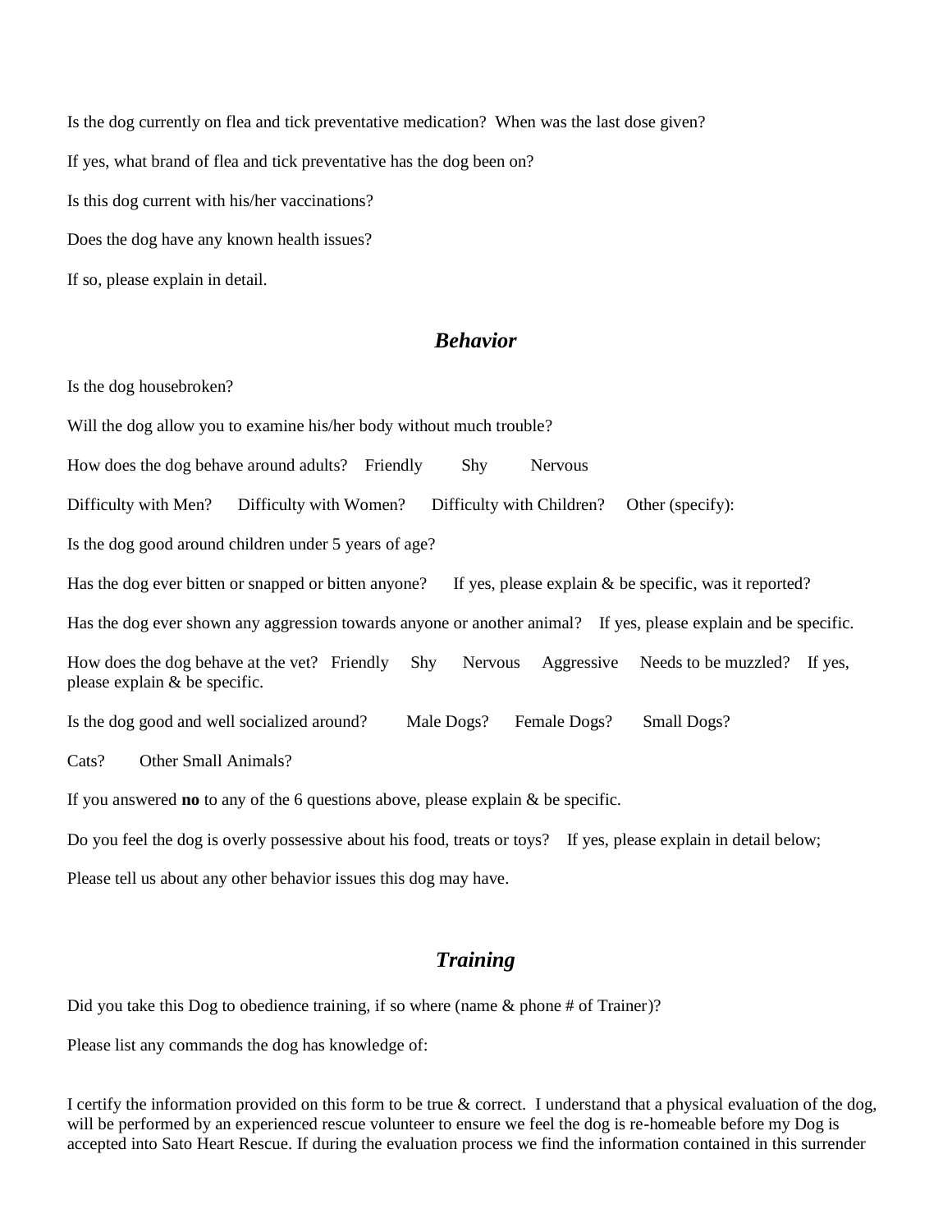Is the dog currently on flea and tick preventative medication?  When was the last dose given?

If yes, what brand of flea and tick preventative has the dog been on?

Is this dog current with his/her vaccinations?

Does the dog have any known health issues?

If so, please explain in detail.

## *Behavior*

Is the dog housebroken?

Will the dog allow you to examine his/her body without much trouble?

How does the dog behave around adults?   Friendly   Shy   Nervous

Difficulty with Men?   Difficulty with Women?   Difficulty with Children?   Other (specify):

Is the dog good around children under 5 years of age?

Has the dog ever bitten or snapped or bitten anyone?   If yes, please explain & be specific, was it reported?

Has the dog ever shown any aggression towards anyone or another animal?   If yes, please explain and be specific.

How does the dog behave at the vet?   Friendly   Shy   Nervous   Aggressive   Needs to be muzzled?   If yes, please explain & be specific.

Is the dog good and well socialized around?   Male Dogs?   Female Dogs?   Small Dogs?

Cats?   Other Small Animals?

If you answered **no** to any of the 6 questions above, please explain & be specific.

Do you feel the dog is overly possessive about his food, treats or toys?   If yes, please explain in detail below;

Please tell us about any other behavior issues this dog may have.

## *Training*

Did you take this Dog to obedience training, if so where (name & phone # of Trainer)?

Please list any commands the dog has knowledge of:

I certify the information provided on this form to be true & correct.  I understand that a physical evaluation of the dog, will be performed by an experienced rescue volunteer to ensure we feel the dog is re-homeable before my Dog is accepted into Sato Heart Rescue. If during the evaluation process we find the information contained in this surrender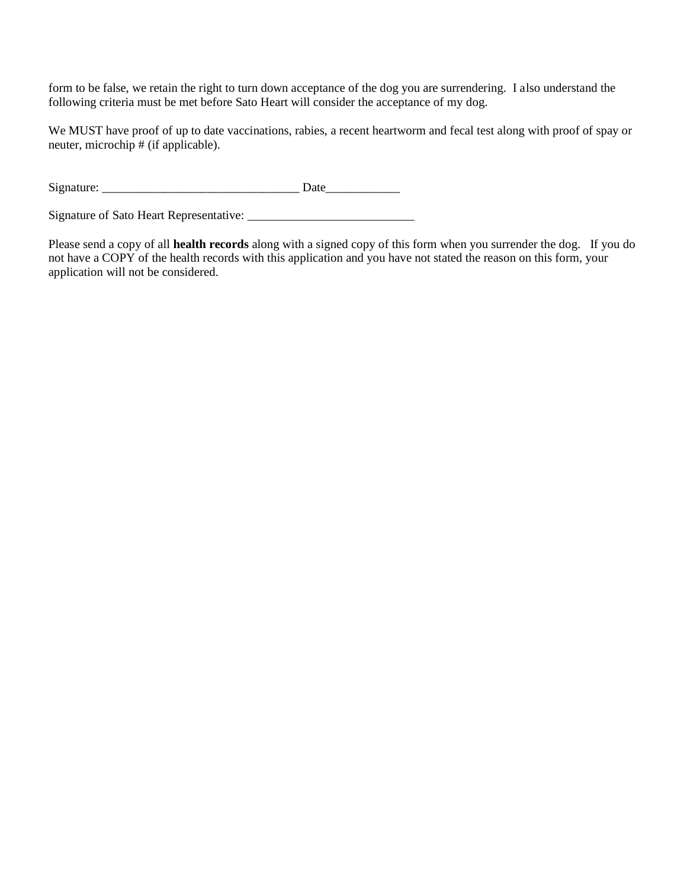form to be false, we retain the right to turn down acceptance of the dog you are surrendering. I also understand the following criteria must be met before Sato Heart will consider the acceptance of my dog.

We MUST have proof of up to date vaccinations, rabies, a recent heartworm and fecal test along with proof of spay or neuter, microchip # (if applicable).

Signature: ________________________________ Date____________

Signature of Sato Heart Representative: ___________________________

Please send a copy of all **health records** along with a signed copy of this form when you surrender the dog. If you do not have a COPY of the health records with this application and you have not stated the reason on this form, your application will not be considered.